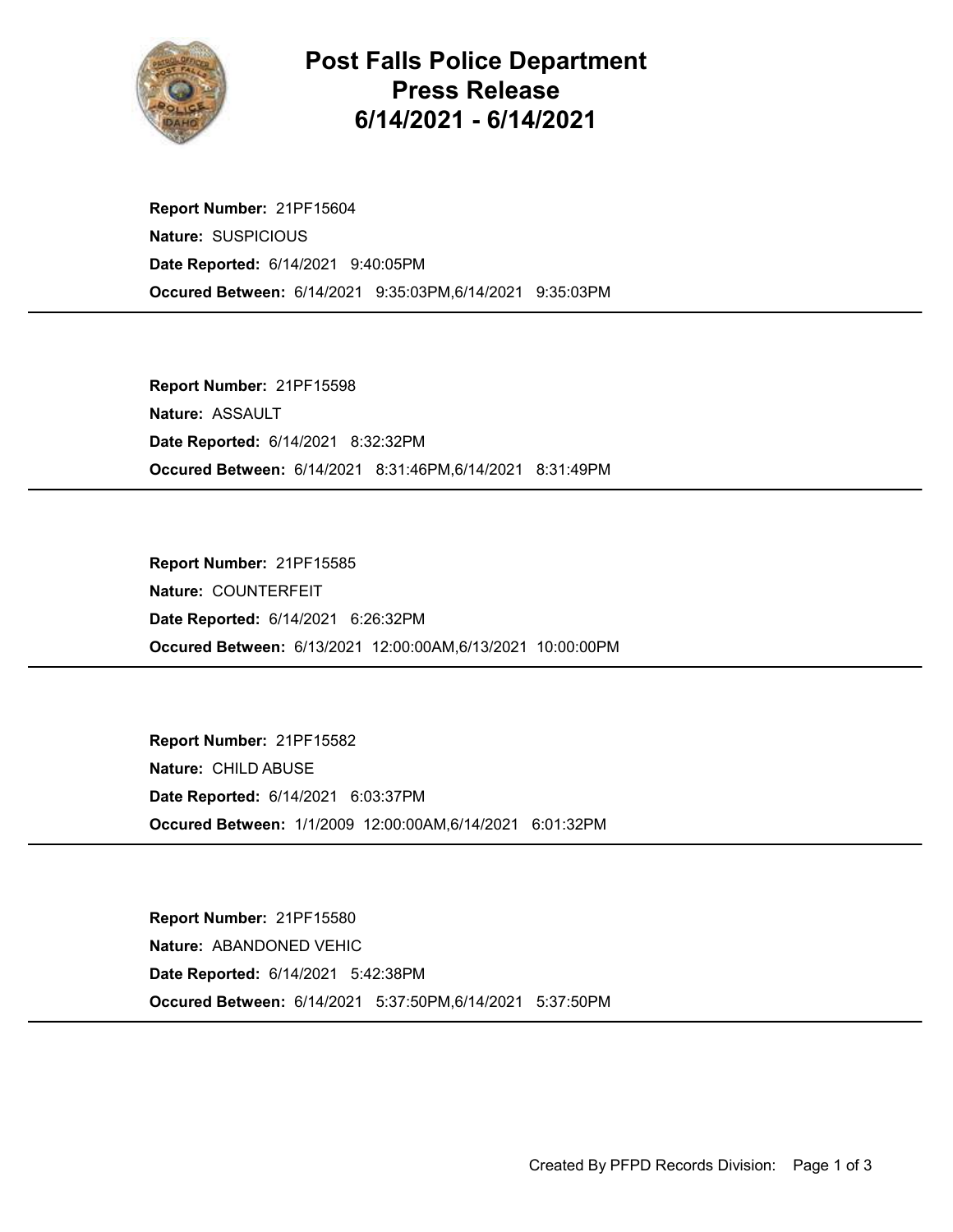# Post Falls Police Department Press Release 6/14/2021 - 6/14/2021

**Report Number:** 21PF15604
**Nature:** SUSPICIOUS
**Date Reported:** 6/14/2021 9:40:05PM
**Occured Between:** 6/14/2021 9:35:03PM,6/14/2021 9:35:03PM

---

**Report Number:** 21PF15598
**Nature:** ASSAULT
**Date Reported:** 6/14/2021 8:32:32PM
**Occured Between:** 6/14/2021 8:31:46PM,6/14/2021 8:31:49PM

---

**Report Number:** 21PF15585
**Nature:** COUNTERFEIT
**Date Reported:** 6/14/2021 6:26:32PM
**Occured Between:** 6/13/2021 12:00:00AM,6/13/2021 10:00:00PM

---

**Report Number:** 21PF15582
**Nature:** CHILD ABUSE
**Date Reported:** 6/14/2021 6:03:37PM
**Occured Between:** 1/1/2009 12:00:00AM,6/14/2021 6:01:32PM

---

**Report Number:** 21PF15580
**Nature:** ABANDONED VEHIC
**Date Reported:** 6/14/2021 5:42:38PM
**Occured Between:** 6/14/2021 5:37:50PM,6/14/2021 5:37:50PM

---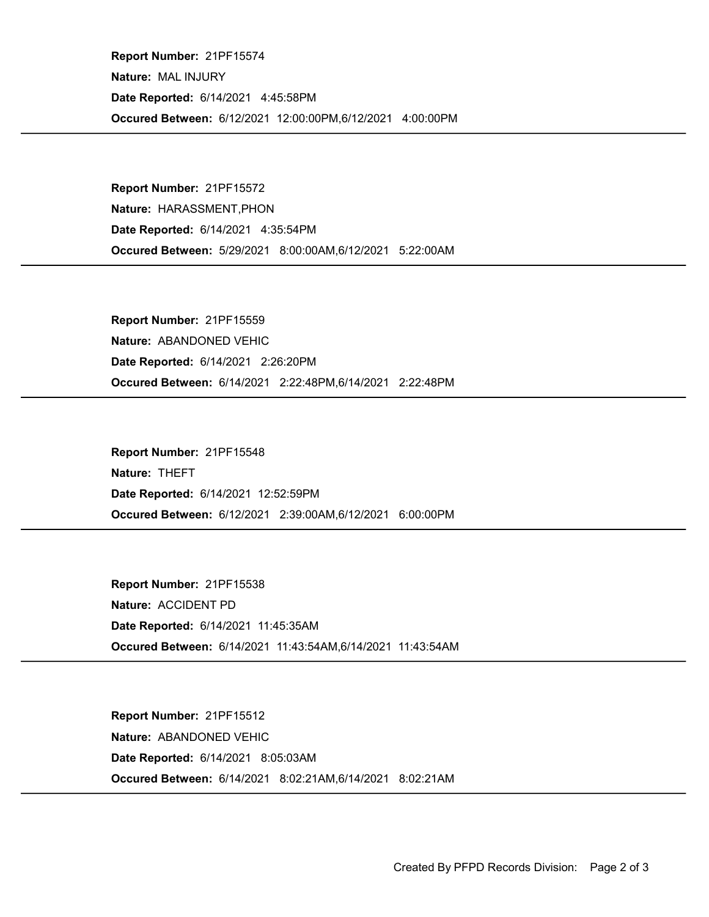**Report Number:** 21PF15574

**Nature:** MAL INJURY

**Date Reported:** 6/14/2021 4:45:58PM

**Occured Between:** 6/12/2021 12:00:00PM,6/12/2021 4:00:00PM

---

**Report Number:** 21PF15572

**Nature:** HARASSMENT,PHON

**Date Reported:** 6/14/2021 4:35:54PM

**Occured Between:** 5/29/2021 8:00:00AM,6/12/2021 5:22:00AM

---

**Report Number:** 21PF15559

**Nature:** ABANDONED VEHIC

**Date Reported:** 6/14/2021 2:26:20PM

**Occured Between:** 6/14/2021 2:22:48PM,6/14/2021 2:22:48PM

---

**Report Number:** 21PF15548

**Nature:** THEFT

**Date Reported:** 6/14/2021 12:52:59PM

**Occured Between:** 6/12/2021 2:39:00AM,6/12/2021 6:00:00PM

---

**Report Number:** 21PF15538

**Nature:** ACCIDENT PD

**Date Reported:** 6/14/2021 11:45:35AM

**Occured Between:** 6/14/2021 11:43:54AM,6/14/2021 11:43:54AM

---

**Report Number:** 21PF15512

**Nature:** ABANDONED VEHIC

**Date Reported:** 6/14/2021 8:05:03AM

**Occured Between:** 6/14/2021 8:02:21AM,6/14/2021 8:02:21AM

---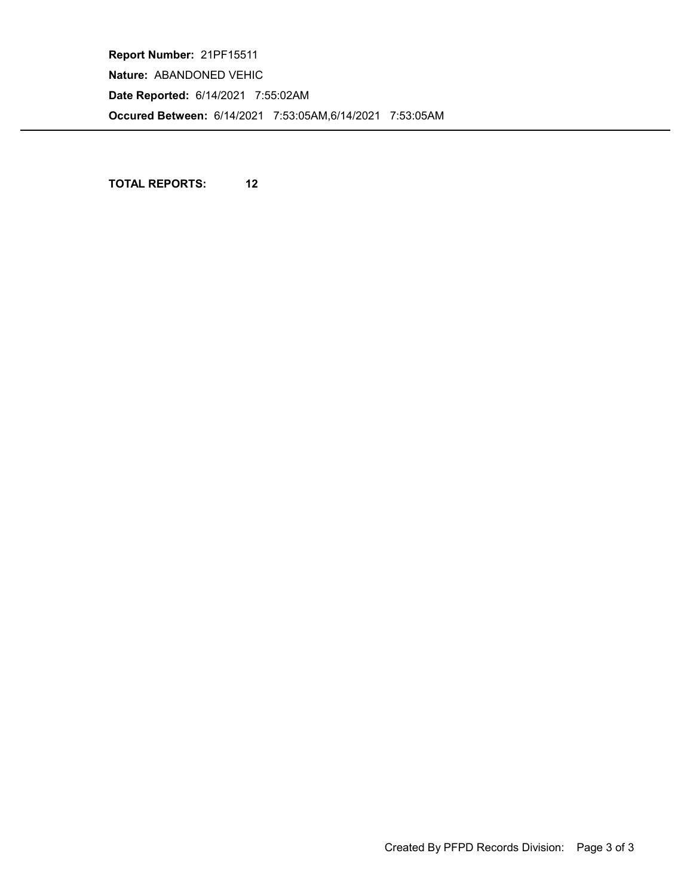**Report Number:** 21PF15511

**Nature:** ABANDONED VEHIC

**Date Reported:** 6/14/2021 7:55:02AM

**Occured Between:** 6/14/2021 7:53:05AM,6/14/2021 7:53:05AM

---

**TOTAL REPORTS: 12**

Created By PFPD Records Division: